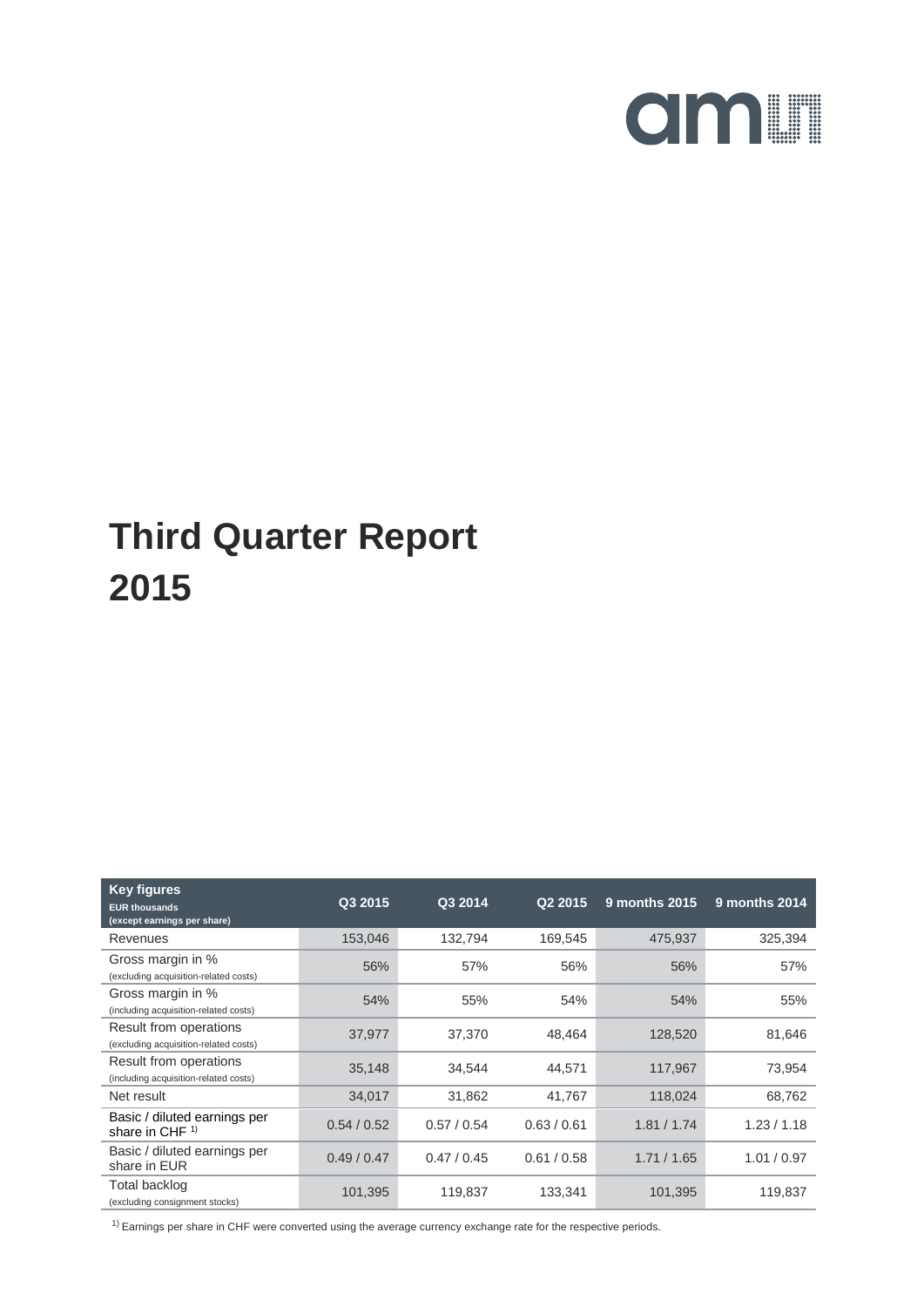# Third Quarter Report 2015

| Key figures<br>EUR thousands<br>(except earnings per share) | Q3 2015 | Q3 2014 | Q2 2015 | 9 months 2015 | 9 months 2014 |
|---|---|---|---|---|---|
| Revenues | 153,046 | 132,794 | 169,545 | 475,937 | 325,394 |
| Gross margin in %<br>(excluding acquisition-related costs) | 56% | 57% | 56% | 56% | 57% |
| Gross margin in %<br>(including acquisition-related costs) | 54% | 55% | 54% | 54% | 55% |
| Result from operations<br>(excluding acquisition-related costs) | 37,977 | 37,370 | 48,464 | 128,520 | 81,646 |
| Result from operations<br>(including acquisition-related costs) | 35,148 | 34,544 | 44,571 | 117,967 | 73,954 |
| Net result | 34,017 | 31,862 | 41,767 | 118,024 | 68,762 |
| Basic / diluted earnings per share in CHF [1)] | 0.54 / 0.52 | 0.57 / 0.54 | 0.63 / 0.61 | 1.81 / 1.74 | 1.23 / 1.18 |
| Basic / diluted earnings per share in EUR | 0.49 / 0.47 | 0.47 / 0.45 | 0.61 / 0.58 | 1.71 / 1.65 | 1.01 / 0.97 |
| Total backlog<br>(excluding consignment stocks) | 101,395 | 119,837 | 133,341 | 101,395 | 119,837 |

[1)] Earnings per share in CHF were converted using the average currency exchange rate for the respective periods.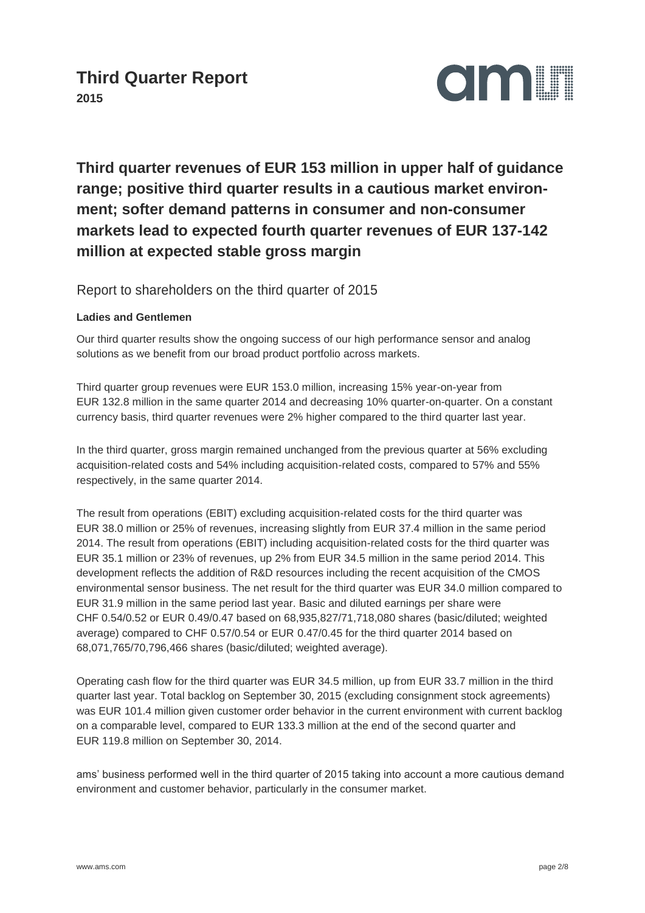# Third Quarter Report

**2015**

## Third quarter revenues of EUR 153 million in upper half of guidance range; positive third quarter results in a cautious market environment; softer demand patterns in consumer and non-consumer markets lead to expected fourth quarter revenues of EUR 137-142 million at expected stable gross margin

Report to shareholders on the third quarter of 2015

**Ladies and Gentlemen**

Our third quarter results show the ongoing success of our high performance sensor and analog solutions as we benefit from our broad product portfolio across markets.

Third quarter group revenues were EUR 153.0 million, increasing 15% year-on-year from EUR 132.8 million in the same quarter 2014 and decreasing 10% quarter-on-quarter. On a constant currency basis, third quarter revenues were 2% higher compared to the third quarter last year.

In the third quarter, gross margin remained unchanged from the previous quarter at 56% excluding acquisition-related costs and 54% including acquisition-related costs, compared to 57% and 55% respectively, in the same quarter 2014.

The result from operations (EBIT) excluding acquisition-related costs for the third quarter was EUR 38.0 million or 25% of revenues, increasing slightly from EUR 37.4 million in the same period 2014. The result from operations (EBIT) including acquisition-related costs for the third quarter was EUR 35.1 million or 23% of revenues, up 2% from EUR 34.5 million in the same period 2014. This development reflects the addition of R&D resources including the recent acquisition of the CMOS environmental sensor business. The net result for the third quarter was EUR 34.0 million compared to EUR 31.9 million in the same period last year. Basic and diluted earnings per share were CHF 0.54/0.52 or EUR 0.49/0.47 based on 68,935,827/71,718,080 shares (basic/diluted; weighted average) compared to CHF 0.57/0.54 or EUR 0.47/0.45 for the third quarter 2014 based on 68,071,765/70,796,466 shares (basic/diluted; weighted average).

Operating cash flow for the third quarter was EUR 34.5 million, up from EUR 33.7 million in the third quarter last year. Total backlog on September 30, 2015 (excluding consignment stock agreements) was EUR 101.4 million given customer order behavior in the current environment with current backlog on a comparable level, compared to EUR 133.3 million at the end of the second quarter and EUR 119.8 million on September 30, 2014.

ams' business performed well in the third quarter of 2015 taking into account a more cautious demand environment and customer behavior, particularly in the consumer market.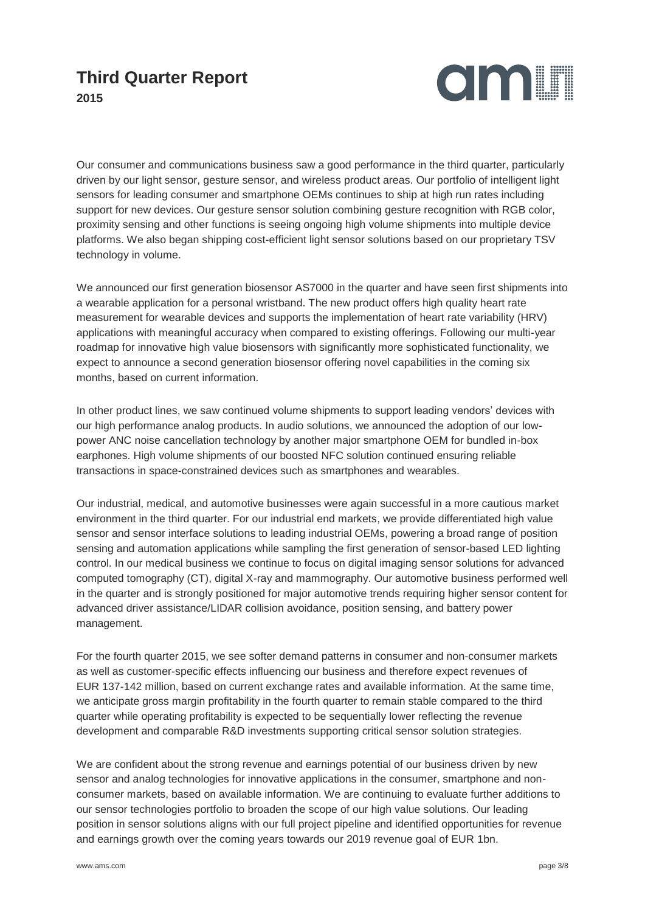Our consumer and communications business saw a good performance in the third quarter, particularly driven by our light sensor, gesture sensor, and wireless product areas. Our portfolio of intelligent light sensors for leading consumer and smartphone OEMs continues to ship at high run rates including support for new devices. Our gesture sensor solution combining gesture recognition with RGB color, proximity sensing and other functions is seeing ongoing high volume shipments into multiple device platforms. We also began shipping cost-efficient light sensor solutions based on our proprietary TSV technology in volume.

We announced our first generation biosensor AS7000 in the quarter and have seen first shipments into a wearable application for a personal wristband. The new product offers high quality heart rate measurement for wearable devices and supports the implementation of heart rate variability (HRV) applications with meaningful accuracy when compared to existing offerings. Following our multi-year roadmap for innovative high value biosensors with significantly more sophisticated functionality, we expect to announce a second generation biosensor offering novel capabilities in the coming six months, based on current information.

In other product lines, we saw continued volume shipments to support leading vendors' devices with our high performance analog products. In audio solutions, we announced the adoption of our low-power ANC noise cancellation technology by another major smartphone OEM for bundled in-box earphones. High volume shipments of our boosted NFC solution continued ensuring reliable transactions in space-constrained devices such as smartphones and wearables.

Our industrial, medical, and automotive businesses were again successful in a more cautious market environment in the third quarter. For our industrial end markets, we provide differentiated high value sensor and sensor interface solutions to leading industrial OEMs, powering a broad range of position sensing and automation applications while sampling the first generation of sensor-based LED lighting control. In our medical business we continue to focus on digital imaging sensor solutions for advanced computed tomography (CT), digital X-ray and mammography. Our automotive business performed well in the quarter and is strongly positioned for major automotive trends requiring higher sensor content for advanced driver assistance/LIDAR collision avoidance, position sensing, and battery power management.

For the fourth quarter 2015, we see softer demand patterns in consumer and non-consumer markets as well as customer-specific effects influencing our business and therefore expect revenues of EUR 137-142 million, based on current exchange rates and available information. At the same time, we anticipate gross margin profitability in the fourth quarter to remain stable compared to the third quarter while operating profitability is expected to be sequentially lower reflecting the revenue development and comparable R&D investments supporting critical sensor solution strategies.

We are confident about the strong revenue and earnings potential of our business driven by new sensor and analog technologies for innovative applications in the consumer, smartphone and non-consumer markets, based on available information. We are continuing to evaluate further additions to our sensor technologies portfolio to broaden the scope of our high value solutions. Our leading position in sensor solutions aligns with our full project pipeline and identified opportunities for revenue and earnings growth over the coming years towards our 2019 revenue goal of EUR 1bn.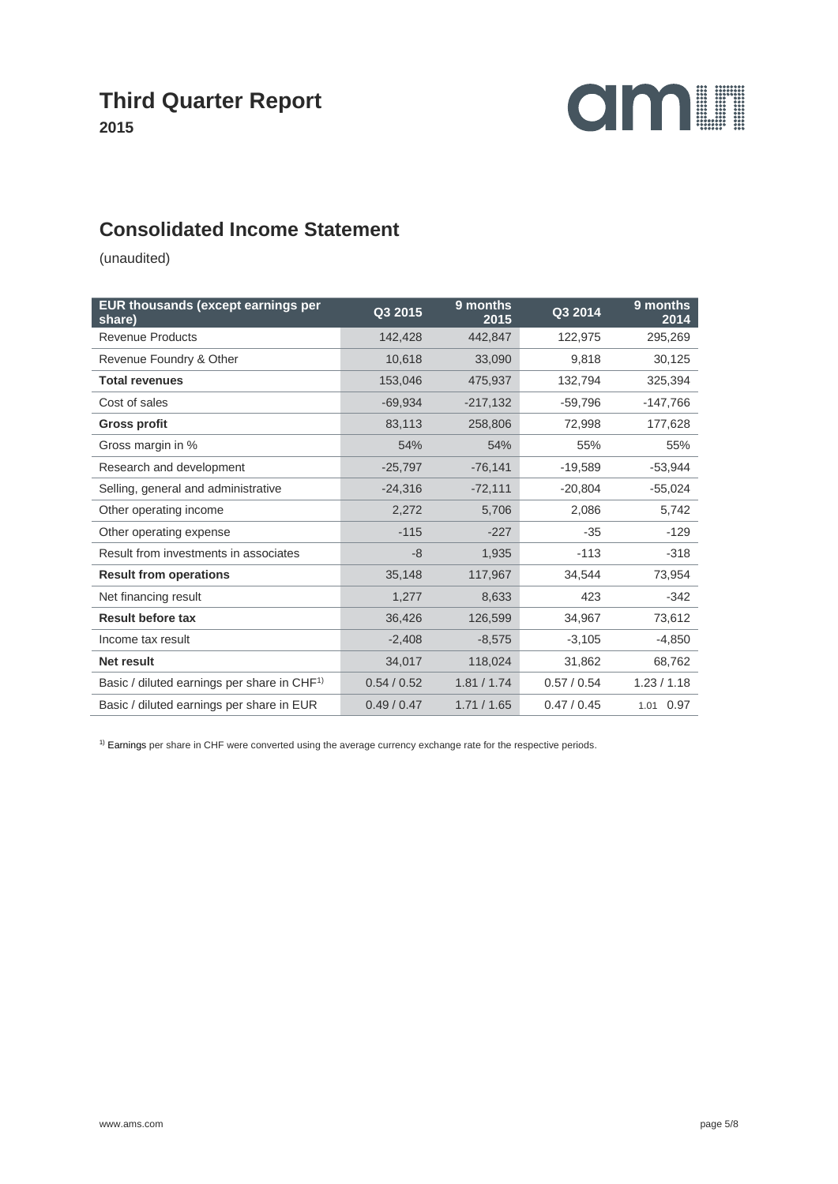# Third Quarter Report

**2015**

## Consolidated Income Statement

(unaudited)

| EUR thousands (except earnings per share) | Q3 2015 | 9 months 2015 | Q3 2014 | 9 months 2014 |
|---|---|---|---|---|
| Revenue Products | 142,428 | 442,847 | 122,975 | 295,269 |
| Revenue Foundry & Other | 10,618 | 33,090 | 9,818 | 30,125 |
| **Total revenues** | 153,046 | 475,937 | 132,794 | 325,394 |
| Cost of sales | -69,934 | -217,132 | -59,796 | -147,766 |
| **Gross profit** | 83,113 | 258,806 | 72,998 | 177,628 |
| Gross margin in % | 54% | 54% | 55% | 55% |
| Research and development | -25,797 | -76,141 | -19,589 | -53,944 |
| Selling, general and administrative | -24,316 | -72,111 | -20,804 | -55,024 |
| Other operating income | 2,272 | 5,706 | 2,086 | 5,742 |
| Other operating expense | -115 | -227 | -35 | -129 |
| Result from investments in associates | -8 | 1,935 | -113 | -318 |
| **Result from operations** | 35,148 | 117,967 | 34,544 | 73,954 |
| Net financing result | 1,277 | 8,633 | 423 | -342 |
| **Result before tax** | 36,426 | 126,599 | 34,967 | 73,612 |
| Income tax result | -2,408 | -8,575 | -3,105 | -4,850 |
| **Net result** | 34,017 | 118,024 | 31,862 | 68,762 |
| Basic / diluted earnings per share in CHF[1] | 0.54 / 0.52 | 1.81 / 1.74 | 0.57 / 0.54 | 1.23 / 1.18 |
| Basic / diluted earnings per share in EUR | 0.49 / 0.47 | 1.71 / 1.65 | 0.47 / 0.45 | 1.01 0.97 |

[1] Earnings per share in CHF were converted using the average currency exchange rate for the respective periods.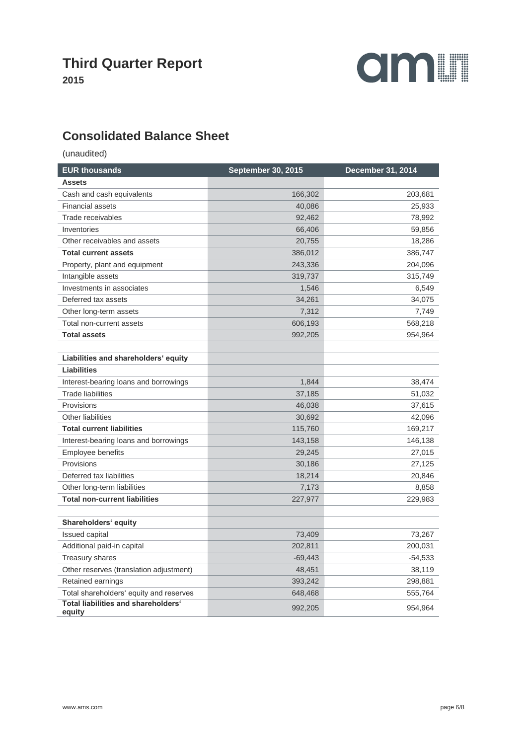## Consolidated Balance Sheet

(unaudited)

| EUR thousands | September 30, 2015 | December 31, 2014 |
|---|---|---|
| **Assets** | | |
| Cash and cash equivalents | 166,302 | 203,681 |
| Financial assets | 40,086 | 25,933 |
| Trade receivables | 92,462 | 78,992 |
| Inventories | 66,406 | 59,856 |
| Other receivables and assets | 20,755 | 18,286 |
| **Total current assets** | 386,012 | 386,747 |
| Property, plant and equipment | 243,336 | 204,096 |
| Intangible assets | 319,737 | 315,749 |
| Investments in associates | 1,546 | 6,549 |
| Deferred tax assets | 34,261 | 34,075 |
| Other long-term assets | 7,312 | 7,749 |
| Total non-current assets | 606,193 | 568,218 |
| **Total assets** | 992,205 | 954,964 |
| | | |
| **Liabilities and shareholders' equity** | | |
| **Liabilities** | | |
| Interest-bearing loans and borrowings | 1,844 | 38,474 |
| Trade liabilities | 37,185 | 51,032 |
| Provisions | 46,038 | 37,615 |
| Other liabilities | 30,692 | 42,096 |
| **Total current liabilities** | 115,760 | 169,217 |
| Interest-bearing loans and borrowings | 143,158 | 146,138 |
| Employee benefits | 29,245 | 27,015 |
| Provisions | 30,186 | 27,125 |
| Deferred tax liabilities | 18,214 | 20,846 |
| Other long-term liabilities | 7,173 | 8,858 |
| **Total non-current liabilities** | 227,977 | 229,983 |
| | | |
| **Shareholders' equity** | | |
| Issued capital | 73,409 | 73,267 |
| Additional paid-in capital | 202,811 | 200,031 |
| Treasury shares | -69,443 | -54,533 |
| Other reserves (translation adjustment) | 48,451 | 38,119 |
| Retained earnings | 393,242 | 298,881 |
| Total shareholders' equity and reserves | 648,468 | 555,764 |
| **Total liabilities and shareholders' equity** | 992,205 | 954,964 |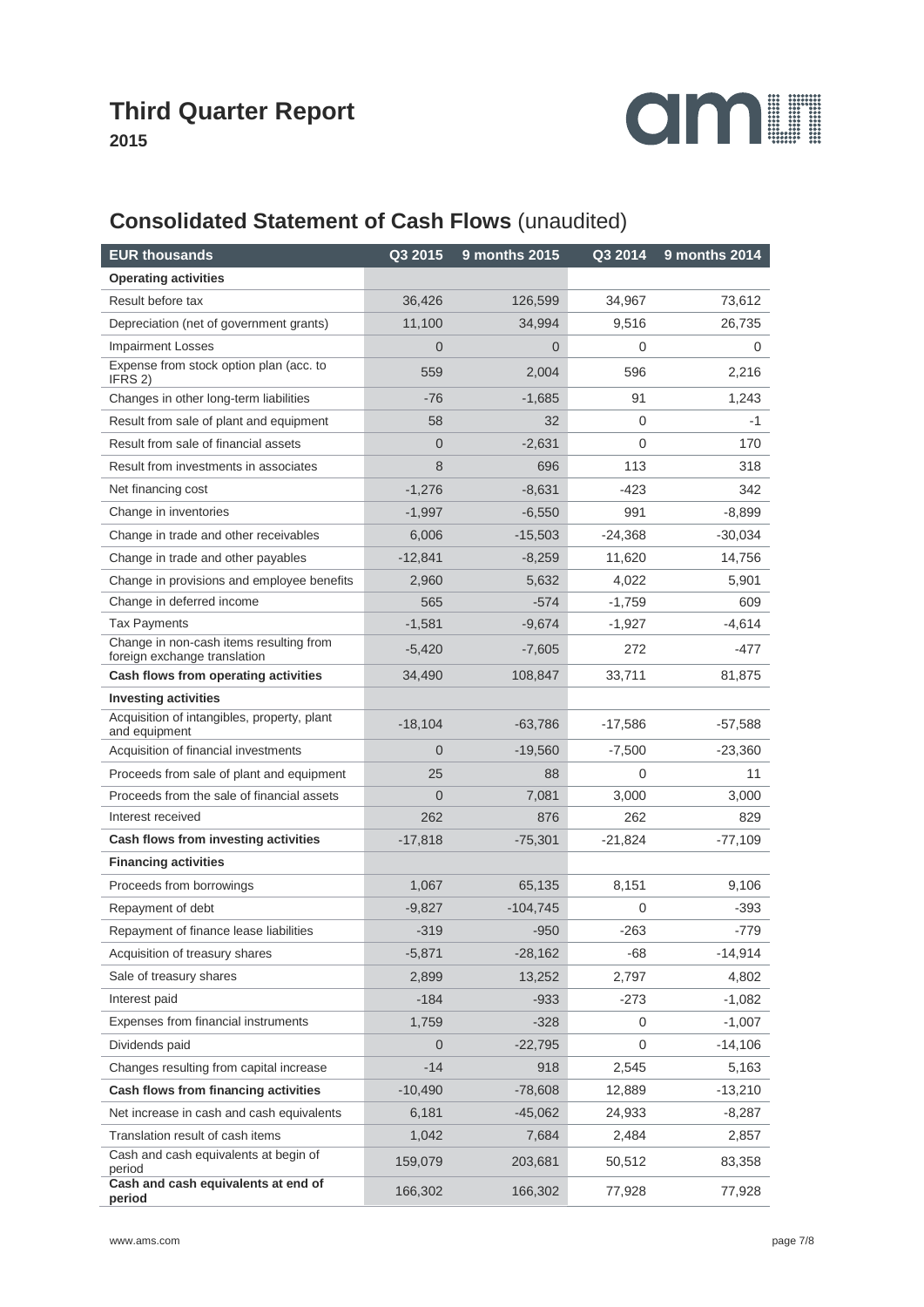# Third Quarter Report

**2015**

## Consolidated Statement of Cash Flows (unaudited)

| EUR thousands | Q3 2015 | 9 months 2015 | Q3 2014 | 9 months 2014 |
|---|---|---|---|---|
| **Operating activities** | | | | |
| Result before tax | 36,426 | 126,599 | 34,967 | 73,612 |
| Depreciation (net of government grants) | 11,100 | 34,994 | 9,516 | 26,735 |
| Impairment Losses | 0 | 0 | 0 | 0 |
| Expense from stock option plan (acc. to IFRS 2) | 559 | 2,004 | 596 | 2,216 |
| Changes in other long-term liabilities | -76 | -1,685 | 91 | 1,243 |
| Result from sale of plant and equipment | 58 | 32 | 0 | -1 |
| Result from sale of financial assets | 0 | -2,631 | 0 | 170 |
| Result from investments in associates | 8 | 696 | 113 | 318 |
| Net financing cost | -1,276 | -8,631 | -423 | 342 |
| Change in inventories | -1,997 | -6,550 | 991 | -8,899 |
| Change in trade and other receivables | 6,006 | -15,503 | -24,368 | -30,034 |
| Change in trade and other payables | -12,841 | -8,259 | 11,620 | 14,756 |
| Change in provisions and employee benefits | 2,960 | 5,632 | 4,022 | 5,901 |
| Change in deferred income | 565 | -574 | -1,759 | 609 |
| Tax Payments | -1,581 | -9,674 | -1,927 | -4,614 |
| Change in non-cash items resulting from foreign exchange translation | -5,420 | -7,605 | 272 | -477 |
| **Cash flows from operating activities** | 34,490 | 108,847 | 33,711 | 81,875 |
| **Investing activities** | | | | |
| Acquisition of intangibles, property, plant and equipment | -18,104 | -63,786 | -17,586 | -57,588 |
| Acquisition of financial investments | 0 | -19,560 | -7,500 | -23,360 |
| Proceeds from sale of plant and equipment | 25 | 88 | 0 | 11 |
| Proceeds from the sale of financial assets | 0 | 7,081 | 3,000 | 3,000 |
| Interest received | 262 | 876 | 262 | 829 |
| **Cash flows from investing activities** | -17,818 | -75,301 | -21,824 | -77,109 |
| **Financing activities** | | | | |
| Proceeds from borrowings | 1,067 | 65,135 | 8,151 | 9,106 |
| Repayment of debt | -9,827 | -104,745 | 0 | -393 |
| Repayment of finance lease liabilities | -319 | -950 | -263 | -779 |
| Acquisition of treasury shares | -5,871 | -28,162 | -68 | -14,914 |
| Sale of treasury shares | 2,899 | 13,252 | 2,797 | 4,802 |
| Interest paid | -184 | -933 | -273 | -1,082 |
| Expenses from financial instruments | 1,759 | -328 | 0 | -1,007 |
| Dividends paid | 0 | -22,795 | 0 | -14,106 |
| Changes resulting from capital increase | -14 | 918 | 2,545 | 5,163 |
| **Cash flows from financing activities** | -10,490 | -78,608 | 12,889 | -13,210 |
| Net increase in cash and cash equivalents | 6,181 | -45,062 | 24,933 | -8,287 |
| Translation result of cash items | 1,042 | 7,684 | 2,484 | 2,857 |
| Cash and cash equivalents at begin of period | 159,079 | 203,681 | 50,512 | 83,358 |
| **Cash and cash equivalents at end of period** | 166,302 | 166,302 | 77,928 | 77,928 |

www.ams.com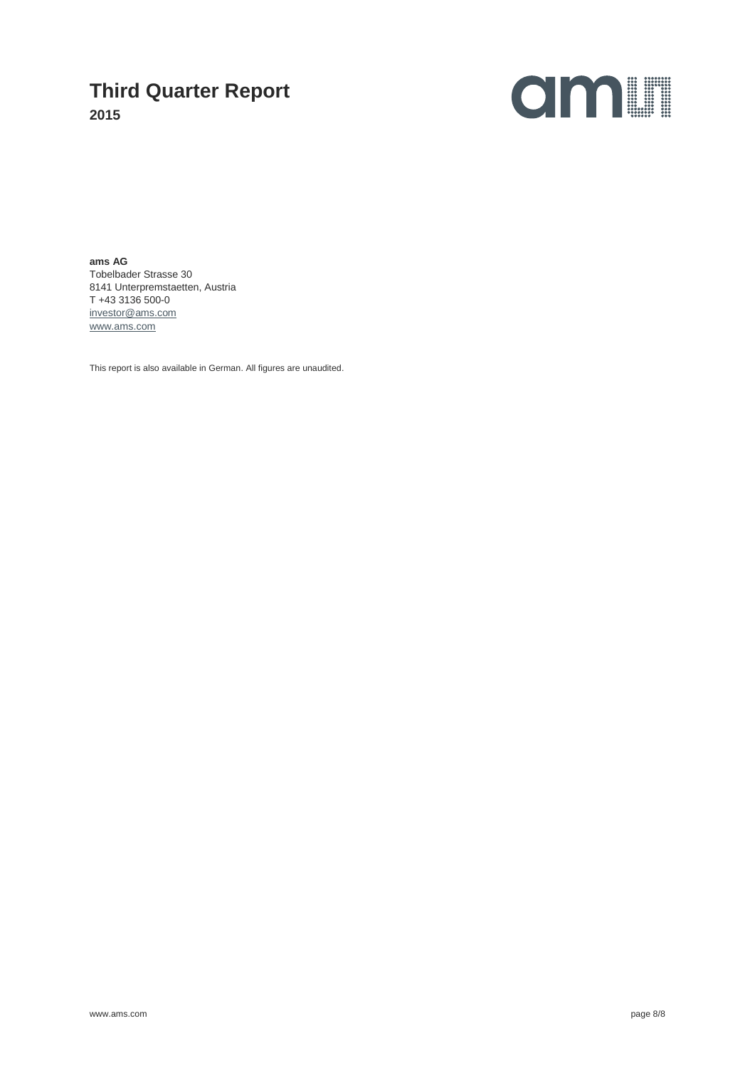# Third Quarter Report

**2015**

**ams AG**
Tobelbader Strasse 30
8141 Unterpremstaetten, Austria
T +43 3136 500-0
investor@ams.com
www.ams.com

This report is also available in German. All figures are unaudited.